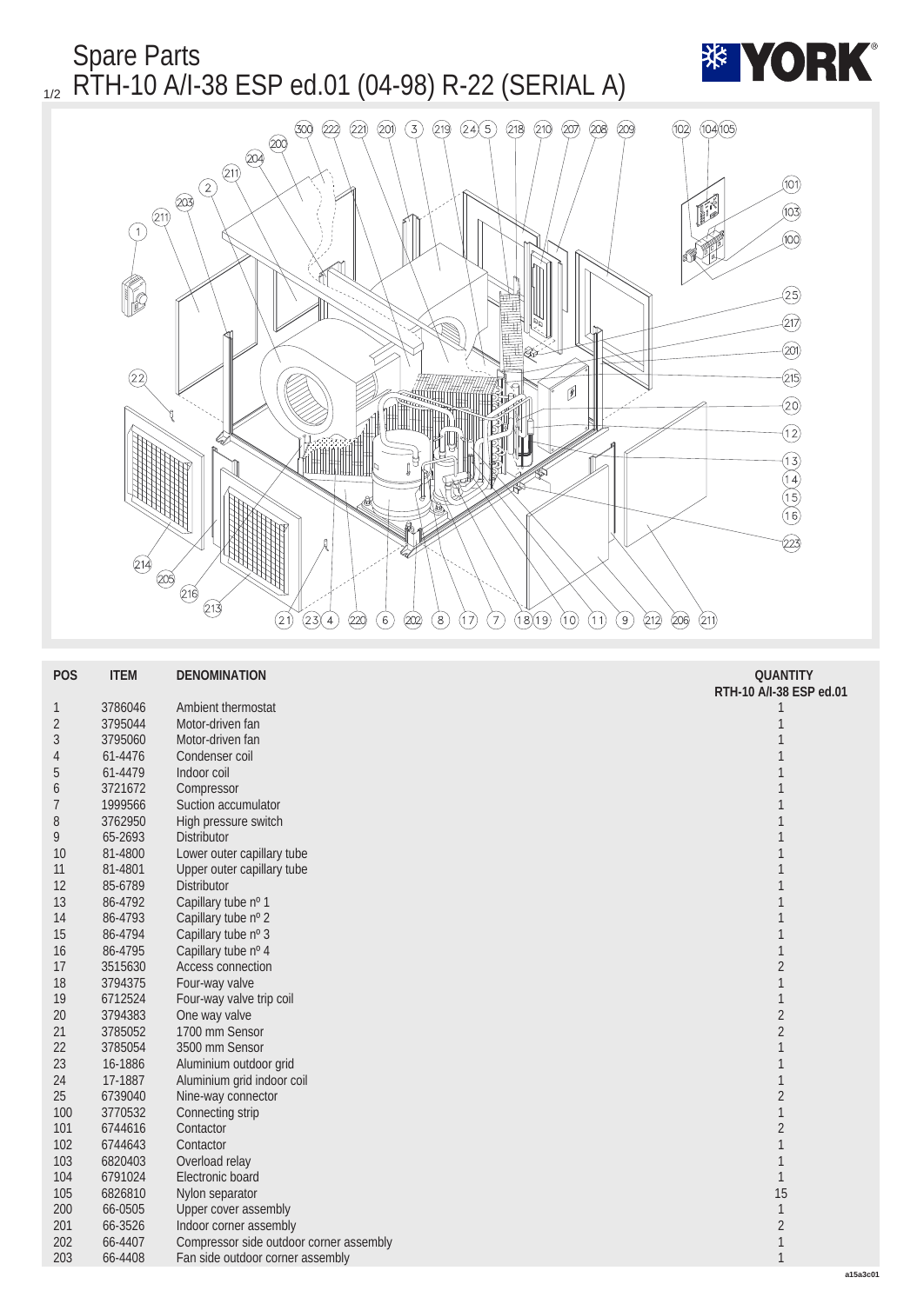# Spare Parts

## RTH-10 A/I-38 ESP ed.01 (04-98) R-22 (SERIAL A)

| POS | ITEM | DENOMINATION | QUANTITY RTH-10 A/I-38 ESP ed.01 |
|---|---|---|---|
| 1 | 3786046 | Ambient thermostat | 1 |
| 2 | 3795044 | Motor-driven fan | 1 |
| 3 | 3795060 | Motor-driven fan | 1 |
| 4 | 61-4476 | Condenser coil | 1 |
| 5 | 61-4479 | Indoor coil | 1 |
| 6 | 3721672 | Compressor | 1 |
| 7 | 1999566 | Suction accumulator | 1 |
| 8 | 3762950 | High pressure switch | 1 |
| 9 | 65-2693 | Distributor | 1 |
| 10 | 81-4800 | Lower outer capillary tube | 1 |
| 11 | 81-4801 | Upper outer capillary tube | 1 |
| 12 | 85-6789 | Distributor | 1 |
| 13 | 86-4792 | Capillary tube nº 1 | 1 |
| 14 | 86-4793 | Capillary tube nº 2 | 1 |
| 15 | 86-4794 | Capillary tube nº 3 | 1 |
| 16 | 86-4795 | Capillary tube nº 4 | 1 |
| 17 | 3515630 | Access connection | 2 |
| 18 | 3794375 | Four-way valve | 1 |
| 19 | 6712524 | Four-way valve trip coil | 1 |
| 20 | 3794383 | One way valve | 2 |
| 21 | 3785052 | 1700 mm Sensor | 2 |
| 22 | 3785054 | 3500 mm Sensor | 1 |
| 23 | 16-1886 | Aluminium outdoor grid | 1 |
| 24 | 17-1887 | Aluminium grid indoor coil | 1 |
| 25 | 6739040 | Nine-way connector | 2 |
| 100 | 3770532 | Connecting strip | 1 |
| 101 | 6744616 | Contactor | 2 |
| 102 | 6744643 | Contactor | 1 |
| 103 | 6820403 | Overload relay | 1 |
| 104 | 6791024 | Electronic board | 1 |
| 105 | 6826810 | Nylon separator | 15 |
| 200 | 66-0505 | Upper cover assembly | 1 |
| 201 | 66-3526 | Indoor corner assembly | 2 |
| 202 | 66-4407 | Compressor side outdoor corner assembly | 1 |
| 203 | 66-4408 | Fan side outdoor corner assembly | 1 |

a15a3c01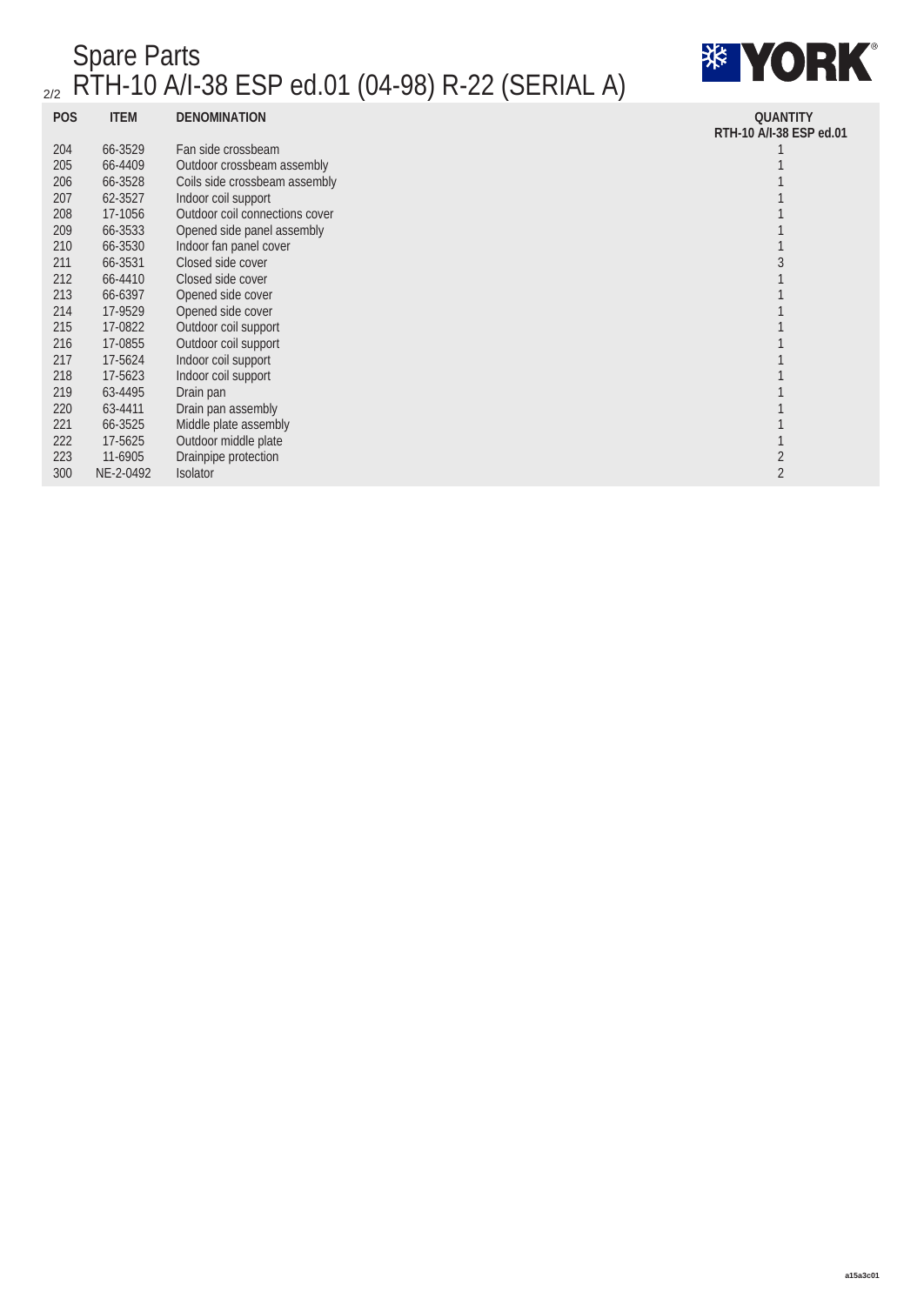# Spare Parts

# RTH-10 A/I-38 ESP ed.01 (04-98) R-22 (SERIAL A)

| POS | ITEM | DENOMINATION | QUANTITY RTH-10 A/I-38 ESP ed.01 |
|---|---|---|---|
| 204 | 66-3529 | Fan side crossbeam | 1 |
| 205 | 66-4409 | Outdoor crossbeam assembly | 1 |
| 206 | 66-3528 | Coils side crossbeam assembly | 1 |
| 207 | 62-3527 | Indoor coil support | 1 |
| 208 | 17-1056 | Outdoor coil connections cover | 1 |
| 209 | 66-3533 | Opened side panel assembly | 1 |
| 210 | 66-3530 | Indoor fan panel cover | 1 |
| 211 | 66-3531 | Closed side cover | 3 |
| 212 | 66-4410 | Closed side cover | 1 |
| 213 | 66-6397 | Opened side cover | 1 |
| 214 | 17-9529 | Opened side cover | 1 |
| 215 | 17-0822 | Outdoor coil support | 1 |
| 216 | 17-0855 | Outdoor coil support | 1 |
| 217 | 17-5624 | Indoor coil support | 1 |
| 218 | 17-5623 | Indoor coil support | 1 |
| 219 | 63-4495 | Drain pan | 1 |
| 220 | 63-4411 | Drain pan assembly | 1 |
| 221 | 66-3525 | Middle plate assembly | 1 |
| 222 | 17-5625 | Outdoor middle plate | 1 |
| 223 | 11-6905 | Drainpipe protection | 2 |
| 300 | NE-2-0492 | Isolator | 2 |

a15a3c01